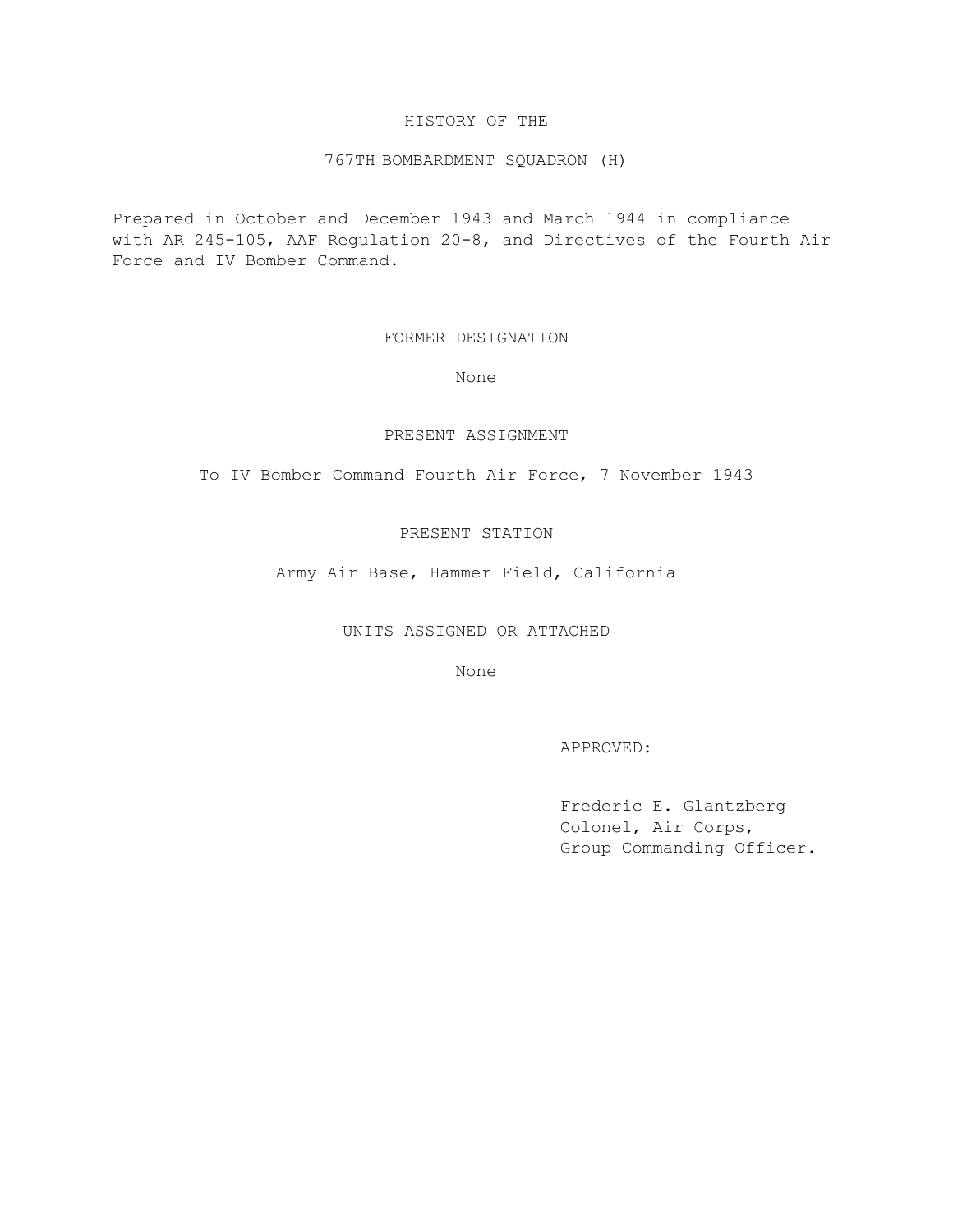# HISTORY OF THE

# 767TH BOMBARDMENT SQUADRON (H)

Prepared in October and December 1943 and March 1944 in compliance with AR 245-105, AAF Regulation 20-8, and Directives of the Fourth Air Force and IV Bomber Command.

## FORMER DESIGNATION

None

## PRESENT ASSIGNMENT

To IV Bomber Command Fourth Air Force, 7 November 1943

## PRESENT STATION

Army Air Base, Hammer Field, California

## UNITS ASSIGNED OR ATTACHED

None

APPROVED:

Frederic E. Glantzberg
Colonel, Air Corps,
Group Commanding Officer.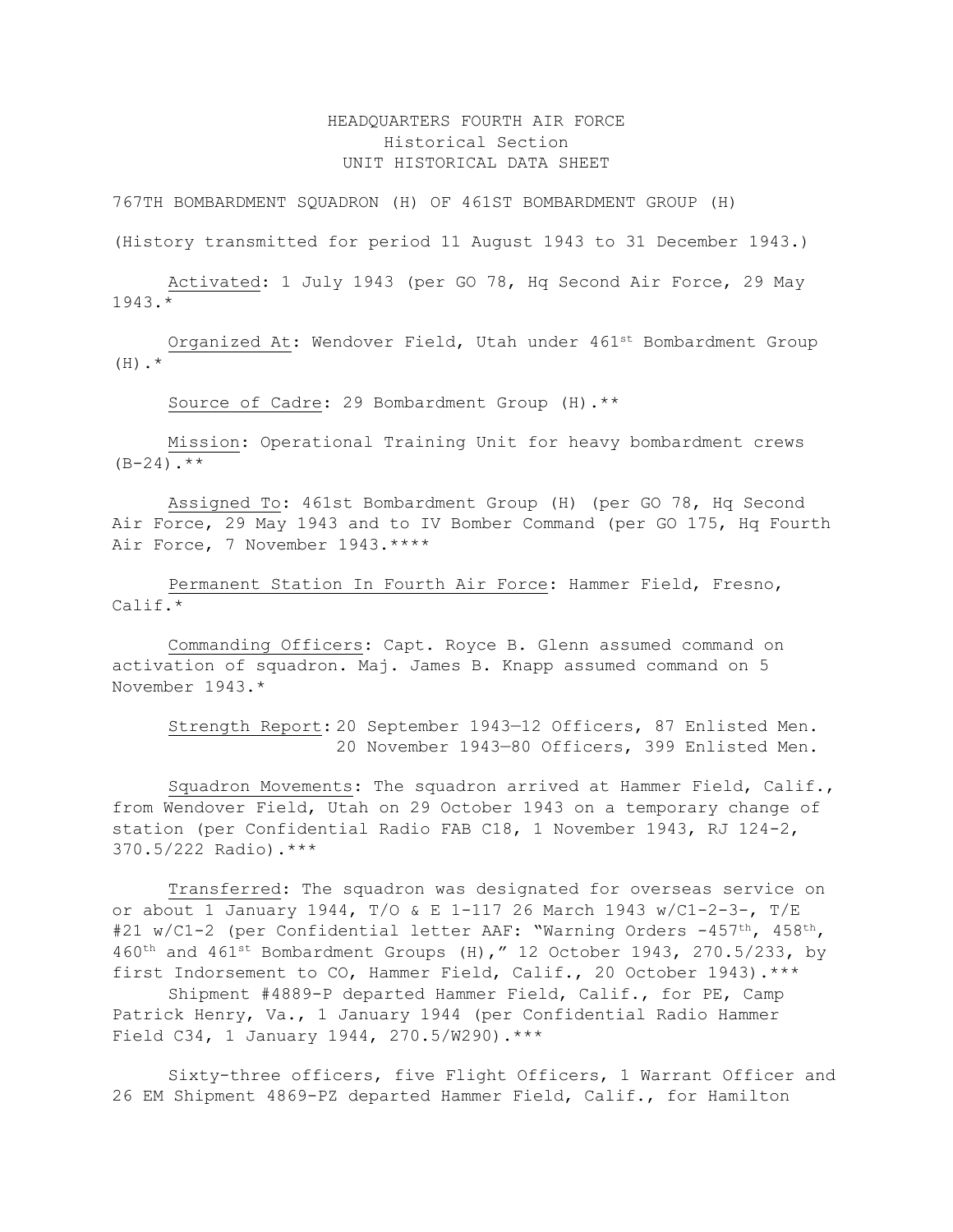HEADQUARTERS FOURTH AIR FORCE
Historical Section
UNIT HISTORICAL DATA SHEET

767TH BOMBARDMENT SQUADRON (H) OF 461ST BOMBARDMENT GROUP (H)

(History transmitted for period 11 August 1943 to 31 December 1943.)

Activated: 1 July 1943 (per GO 78, Hq Second Air Force, 29 May 1943.*

Organized At: Wendover Field, Utah under 461st Bombardment Group (H).*

Source of Cadre: 29 Bombardment Group (H).**

Mission: Operational Training Unit for heavy bombardment crews (B-24).**

Assigned To: 461st Bombardment Group (H) (per GO 78, Hq Second Air Force, 29 May 1943 and to IV Bomber Command (per GO 175, Hq Fourth Air Force, 7 November 1943.****

Permanent Station In Fourth Air Force: Hammer Field, Fresno, Calif.*

Commanding Officers: Capt. Royce B. Glenn assumed command on activation of squadron. Maj. James B. Knapp assumed command on 5 November 1943.*

Strength Report: 20 September 1943—12 Officers, 87 Enlisted Men.
20 November 1943—80 Officers, 399 Enlisted Men.

Squadron Movements: The squadron arrived at Hammer Field, Calif., from Wendover Field, Utah on 29 October 1943 on a temporary change of station (per Confidential Radio FAB C18, 1 November 1943, RJ 124-2, 370.5/222 Radio).***

Transferred: The squadron was designated for overseas service on or about 1 January 1944, T/O & E 1-117 26 March 1943 w/C1-2-3-, T/E #21 w/C1-2 (per Confidential letter AAF: "Warning Orders -457th, 458th, 460th and 461st Bombardment Groups (H)," 12 October 1943, 270.5/233, by first Indorsement to CO, Hammer Field, Calif., 20 October 1943).***

Shipment #4889-P departed Hammer Field, Calif., for PE, Camp Patrick Henry, Va., 1 January 1944 (per Confidential Radio Hammer Field C34, 1 January 1944, 270.5/W290).***

Sixty-three officers, five Flight Officers, 1 Warrant Officer and 26 EM Shipment 4869-PZ departed Hammer Field, Calif., for Hamilton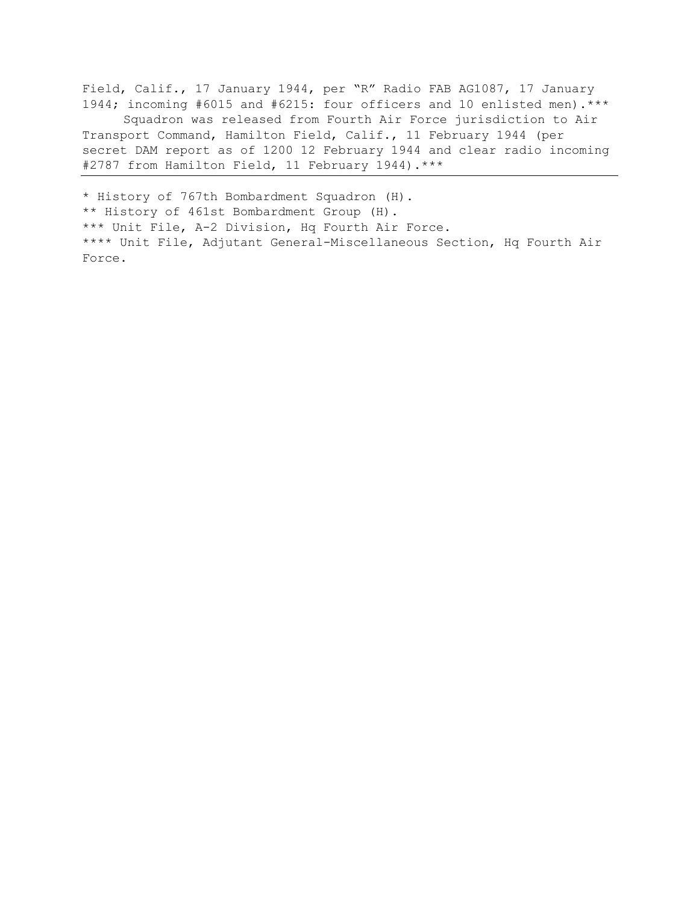Field, Calif., 17 January 1944, per "R" Radio FAB AG1087, 17 January 1944; incoming #6015 and #6215: four officers and 10 enlisted men).***

Squadron was released from Fourth Air Force jurisdiction to Air Transport Command, Hamilton Field, Calif., 11 February 1944 (per secret DAM report as of 1200 12 February 1944 and clear radio incoming #2787 from Hamilton Field, 11 February 1944).***

---

* History of 767th Bombardment Squadron (H).

** History of 461st Bombardment Group (H).

*** Unit File, A-2 Division, Hq Fourth Air Force.

**** Unit File, Adjutant General-Miscellaneous Section, Hq Fourth Air Force.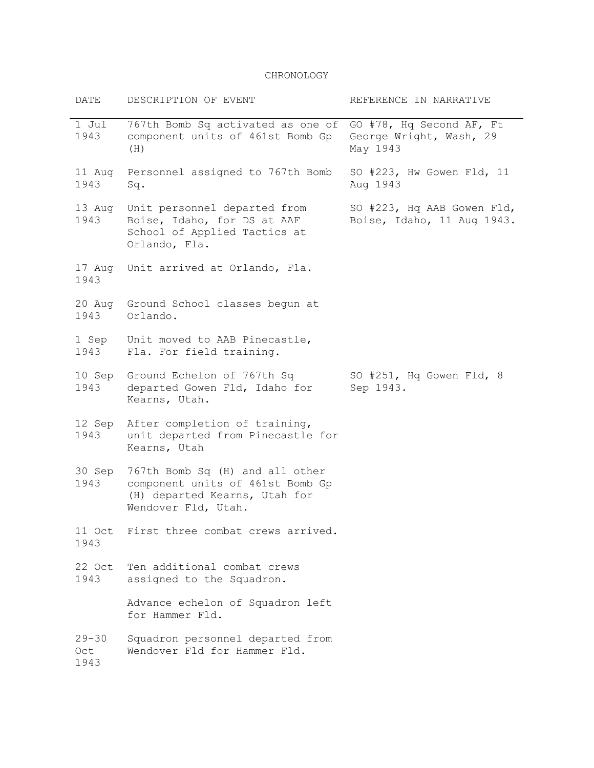# CHRONOLOGY

| DATE | DESCRIPTION OF EVENT | REFERENCE IN NARRATIVE |
| --- | --- | --- |
| 1 Jul 1943 | 767th Bomb Sq activated as one of component units of 461st Bomb Gp (H) | GO #78, Hq Second AF, Ft George Wright, Wash, 29 May 1943 |
| 11 Aug 1943 | Personnel assigned to 767th Bomb Sq. | SO #223, Hw Gowen Fld, 11 Aug 1943 |
| 13 Aug 1943 | Unit personnel departed from Boise, Idaho, for DS at AAF School of Applied Tactics at Orlando, Fla. | SO #223, Hq AAB Gowen Fld, Boise, Idaho, 11 Aug 1943. |
| 17 Aug 1943 | Unit arrived at Orlando, Fla. | |
| 20 Aug 1943 | Ground School classes begun at Orlando. | |
| 1 Sep 1943 | Unit moved to AAB Pinecastle, Fla. For field training. | |
| 10 Sep 1943 | Ground Echelon of 767th Sq departed Gowen Fld, Idaho for Kearns, Utah. | SO #251, Hq Gowen Fld, 8 Sep 1943. |
| 12 Sep 1943 | After completion of training, unit departed from Pinecastle for Kearns, Utah | |
| 30 Sep 1943 | 767th Bomb Sq (H) and all other component units of 461st Bomb Gp (H) departed Kearns, Utah for Wendover Fld, Utah. | |
| 11 Oct 1943 | First three combat crews arrived. | |
| 22 Oct 1943 | Ten additional combat crews assigned to the Squadron. | |
| | Advance echelon of Squadron left for Hammer Fld. | |
| 29-30 Oct 1943 | Squadron personnel departed from Wendover Fld for Hammer Fld. | |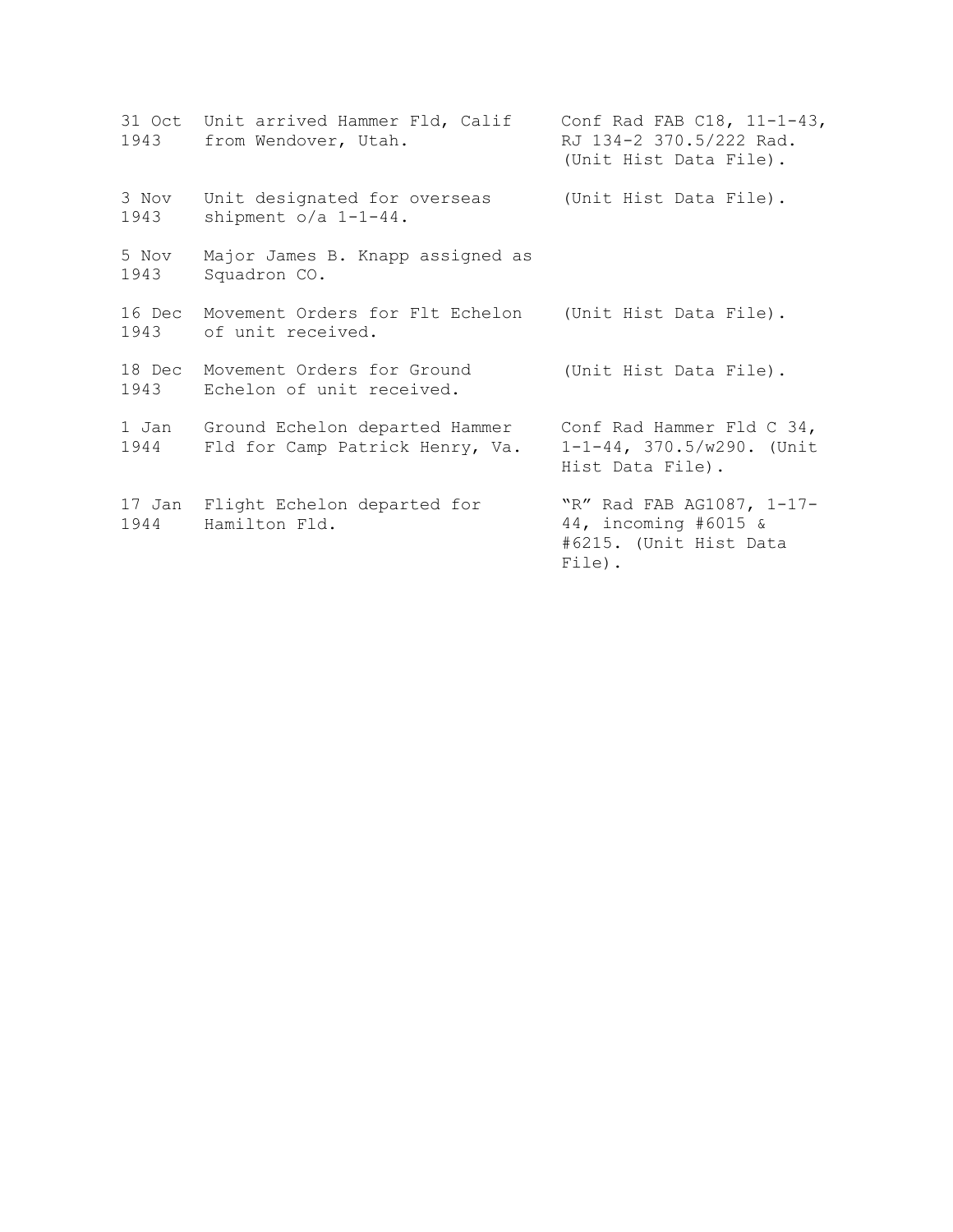| | | |
|---|---|---|
| 31 Oct 1943 | Unit arrived Hammer Fld, Calif from Wendover, Utah. | Conf Rad FAB C18, 11-1-43, RJ 134-2 370.5/222 Rad. (Unit Hist Data File). |
| 3 Nov 1943 | Unit designated for overseas shipment o/a 1-1-44. | (Unit Hist Data File). |
| 5 Nov 1943 | Major James B. Knapp assigned as Squadron CO. | |
| 16 Dec 1943 | Movement Orders for Flt Echelon of unit received. | (Unit Hist Data File). |
| 18 Dec 1943 | Movement Orders for Ground Echelon of unit received. | (Unit Hist Data File). |
| 1 Jan 1944 | Ground Echelon departed Hammer Fld for Camp Patrick Henry, Va. | Conf Rad Hammer Fld C 34, 1-1-44, 370.5/w290. (Unit Hist Data File). |
| 17 Jan 1944 | Flight Echelon departed for Hamilton Fld. | "R" Rad FAB AG1087, 1-17-44, incoming #6015 & #6215. (Unit Hist Data File). |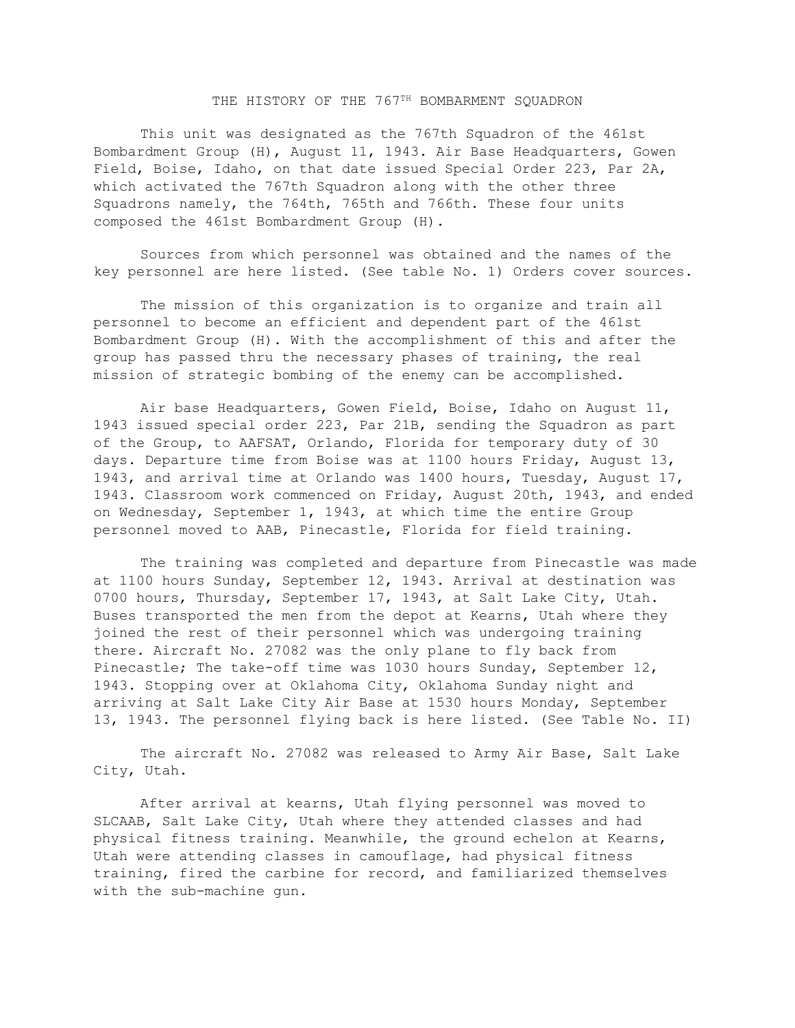# THE HISTORY OF THE 767TH BOMBARMENT SQUADRON

This unit was designated as the 767th Squadron of the 461st Bombardment Group (H), August 11, 1943. Air Base Headquarters, Gowen Field, Boise, Idaho, on that date issued Special Order 223, Par 2A, which activated the 767th Squadron along with the other three Squadrons namely, the 764th, 765th and 766th. These four units composed the 461st Bombardment Group (H).

Sources from which personnel was obtained and the names of the key personnel are here listed. (See table No. 1) Orders cover sources.

The mission of this organization is to organize and train all personnel to become an efficient and dependent part of the 461st Bombardment Group (H). With the accomplishment of this and after the group has passed thru the necessary phases of training, the real mission of strategic bombing of the enemy can be accomplished.

Air base Headquarters, Gowen Field, Boise, Idaho on August 11, 1943 issued special order 223, Par 21B, sending the Squadron as part of the Group, to AAFSAT, Orlando, Florida for temporary duty of 30 days. Departure time from Boise was at 1100 hours Friday, August 13, 1943, and arrival time at Orlando was 1400 hours, Tuesday, August 17, 1943. Classroom work commenced on Friday, August 20th, 1943, and ended on Wednesday, September 1, 1943, at which time the entire Group personnel moved to AAB, Pinecastle, Florida for field training.

The training was completed and departure from Pinecastle was made at 1100 hours Sunday, September 12, 1943. Arrival at destination was 0700 hours, Thursday, September 17, 1943, at Salt Lake City, Utah. Buses transported the men from the depot at Kearns, Utah where they joined the rest of their personnel which was undergoing training there. Aircraft No. 27082 was the only plane to fly back from Pinecastle; The take-off time was 1030 hours Sunday, September 12, 1943. Stopping over at Oklahoma City, Oklahoma Sunday night and arriving at Salt Lake City Air Base at 1530 hours Monday, September 13, 1943. The personnel flying back is here listed. (See Table No. II)

The aircraft No. 27082 was released to Army Air Base, Salt Lake City, Utah.

After arrival at kearns, Utah flying personnel was moved to SLCAAB, Salt Lake City, Utah where they attended classes and had physical fitness training. Meanwhile, the ground echelon at Kearns, Utah were attending classes in camouflage, had physical fitness training, fired the carbine for record, and familiarized themselves with the sub-machine gun.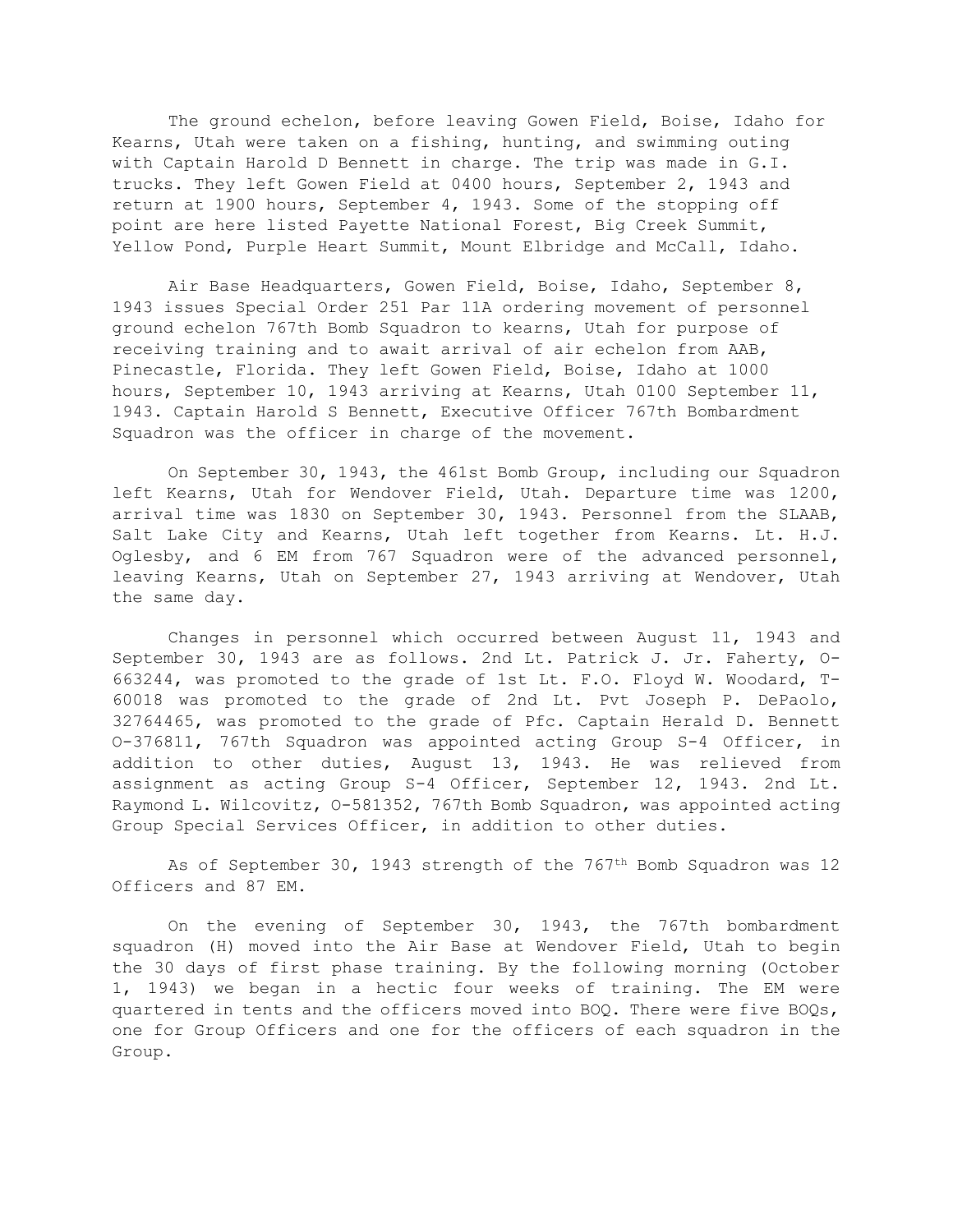The ground echelon, before leaving Gowen Field, Boise, Idaho for Kearns, Utah were taken on a fishing, hunting, and swimming outing with Captain Harold D Bennett in charge. The trip was made in G.I. trucks. They left Gowen Field at 0400 hours, September 2, 1943 and return at 1900 hours, September 4, 1943. Some of the stopping off point are here listed Payette National Forest, Big Creek Summit, Yellow Pond, Purple Heart Summit, Mount Elbridge and McCall, Idaho.

Air Base Headquarters, Gowen Field, Boise, Idaho, September 8, 1943 issues Special Order 251 Par 11A ordering movement of personnel ground echelon 767th Bomb Squadron to kearns, Utah for purpose of receiving training and to await arrival of air echelon from AAB, Pinecastle, Florida. They left Gowen Field, Boise, Idaho at 1000 hours, September 10, 1943 arriving at Kearns, Utah 0100 September 11, 1943. Captain Harold S Bennett, Executive Officer 767th Bombardment Squadron was the officer in charge of the movement.

On September 30, 1943, the 461st Bomb Group, including our Squadron left Kearns, Utah for Wendover Field, Utah. Departure time was 1200, arrival time was 1830 on September 30, 1943. Personnel from the SLAAB, Salt Lake City and Kearns, Utah left together from Kearns. Lt. H.J. Oglesby, and 6 EM from 767 Squadron were of the advanced personnel, leaving Kearns, Utah on September 27, 1943 arriving at Wendover, Utah the same day.

Changes in personnel which occurred between August 11, 1943 and September 30, 1943 are as follows. 2nd Lt. Patrick J. Jr. Faherty, O-663244, was promoted to the grade of 1st Lt. F.O. Floyd W. Woodard, T-60018 was promoted to the grade of 2nd Lt. Pvt Joseph P. DePaolo, 32764465, was promoted to the grade of Pfc. Captain Herald D. Bennett O-376811, 767th Squadron was appointed acting Group S-4 Officer, in addition to other duties, August 13, 1943. He was relieved from assignment as acting Group S-4 Officer, September 12, 1943. 2nd Lt. Raymond L. Wilcovitz, O-581352, 767th Bomb Squadron, was appointed acting Group Special Services Officer, in addition to other duties.

As of September 30, 1943 strength of the 767th Bomb Squadron was 12 Officers and 87 EM.

On the evening of September 30, 1943, the 767th bombardment squadron (H) moved into the Air Base at Wendover Field, Utah to begin the 30 days of first phase training. By the following morning (October 1, 1943) we began in a hectic four weeks of training. The EM were quartered in tents and the officers moved into BOQ. There were five BOQs, one for Group Officers and one for the officers of each squadron in the Group.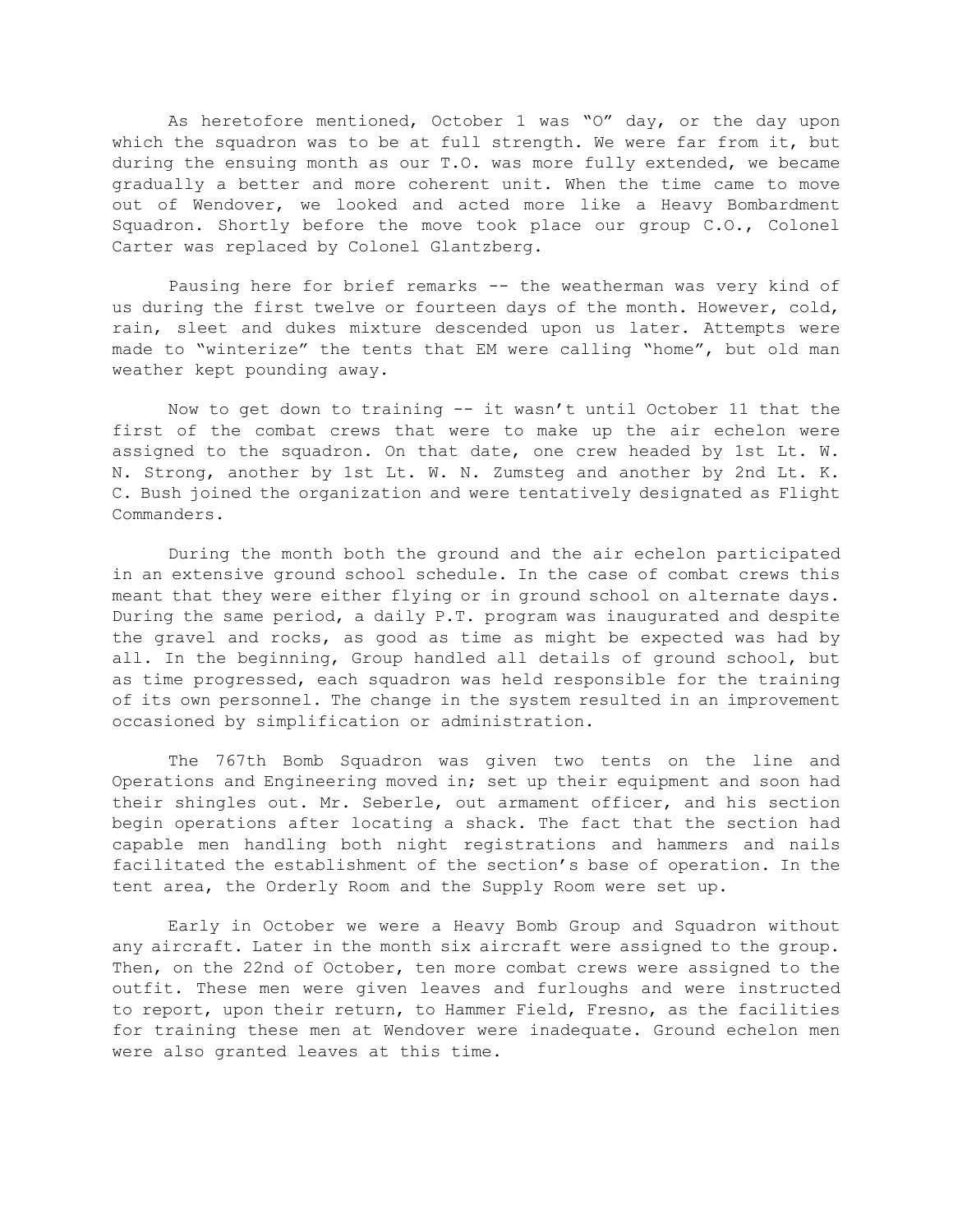As heretofore mentioned, October 1 was "O" day, or the day upon which the squadron was to be at full strength. We were far from it, but during the ensuing month as our T.O. was more fully extended, we became gradually a better and more coherent unit. When the time came to move out of Wendover, we looked and acted more like a Heavy Bombardment Squadron. Shortly before the move took place our group C.O., Colonel Carter was replaced by Colonel Glantzberg.

Pausing here for brief remarks -- the weatherman was very kind of us during the first twelve or fourteen days of the month. However, cold, rain, sleet and dukes mixture descended upon us later. Attempts were made to "winterize" the tents that EM were calling "home", but old man weather kept pounding away.

Now to get down to training -- it wasn't until October 11 that the first of the combat crews that were to make up the air echelon were assigned to the squadron. On that date, one crew headed by 1st Lt. W. N. Strong, another by 1st Lt. W. N. Zumsteg and another by 2nd Lt. K. C. Bush joined the organization and were tentatively designated as Flight Commanders.

During the month both the ground and the air echelon participated in an extensive ground school schedule. In the case of combat crews this meant that they were either flying or in ground school on alternate days. During the same period, a daily P.T. program was inaugurated and despite the gravel and rocks, as good as time as might be expected was had by all. In the beginning, Group handled all details of ground school, but as time progressed, each squadron was held responsible for the training of its own personnel. The change in the system resulted in an improvement occasioned by simplification or administration.

The 767th Bomb Squadron was given two tents on the line and Operations and Engineering moved in; set up their equipment and soon had their shingles out. Mr. Seberle, out armament officer, and his section begin operations after locating a shack. The fact that the section had capable men handling both night registrations and hammers and nails facilitated the establishment of the section's base of operation. In the tent area, the Orderly Room and the Supply Room were set up.

Early in October we were a Heavy Bomb Group and Squadron without any aircraft. Later in the month six aircraft were assigned to the group. Then, on the 22nd of October, ten more combat crews were assigned to the outfit. These men were given leaves and furloughs and were instructed to report, upon their return, to Hammer Field, Fresno, as the facilities for training these men at Wendover were inadequate. Ground echelon men were also granted leaves at this time.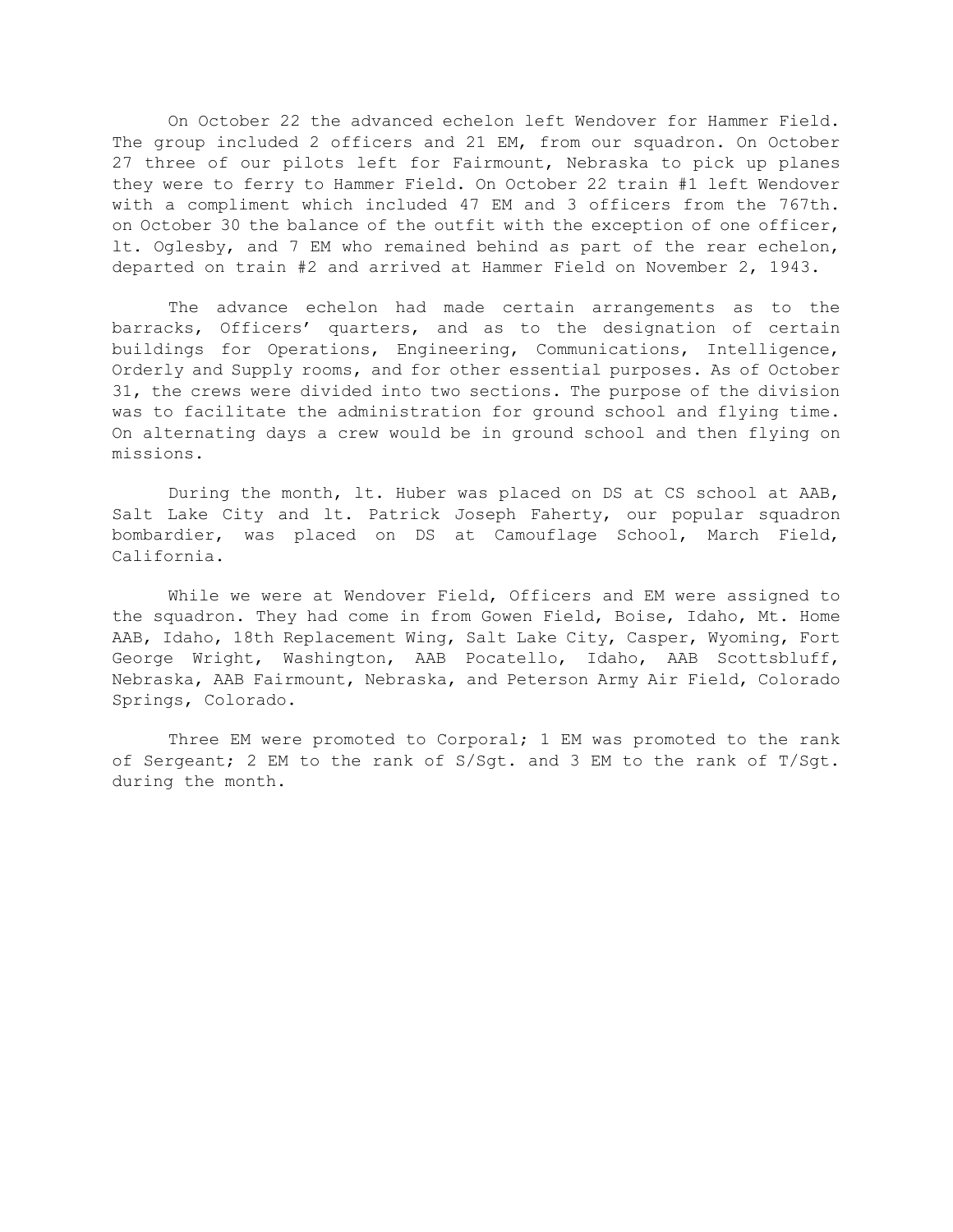On October 22 the advanced echelon left Wendover for Hammer Field. The group included 2 officers and 21 EM, from our squadron. On October 27 three of our pilots left for Fairmount, Nebraska to pick up planes they were to ferry to Hammer Field. On October 22 train #1 left Wendover with a compliment which included 47 EM and 3 officers from the 767th. on October 30 the balance of the outfit with the exception of one officer, lt. Oglesby, and 7 EM who remained behind as part of the rear echelon, departed on train #2 and arrived at Hammer Field on November 2, 1943.

The advance echelon had made certain arrangements as to the barracks, Officers' quarters, and as to the designation of certain buildings for Operations, Engineering, Communications, Intelligence, Orderly and Supply rooms, and for other essential purposes. As of October 31, the crews were divided into two sections. The purpose of the division was to facilitate the administration for ground school and flying time. On alternating days a crew would be in ground school and then flying on missions.

During the month, lt. Huber was placed on DS at CS school at AAB, Salt Lake City and lt. Patrick Joseph Faherty, our popular squadron bombardier, was placed on DS at Camouflage School, March Field, California.

While we were at Wendover Field, Officers and EM were assigned to the squadron. They had come in from Gowen Field, Boise, Idaho, Mt. Home AAB, Idaho, 18th Replacement Wing, Salt Lake City, Casper, Wyoming, Fort George Wright, Washington, AAB Pocatello, Idaho, AAB Scottsbluff, Nebraska, AAB Fairmount, Nebraska, and Peterson Army Air Field, Colorado Springs, Colorado.

Three EM were promoted to Corporal; 1 EM was promoted to the rank of Sergeant; 2 EM to the rank of S/Sgt. and 3 EM to the rank of T/Sgt. during the month.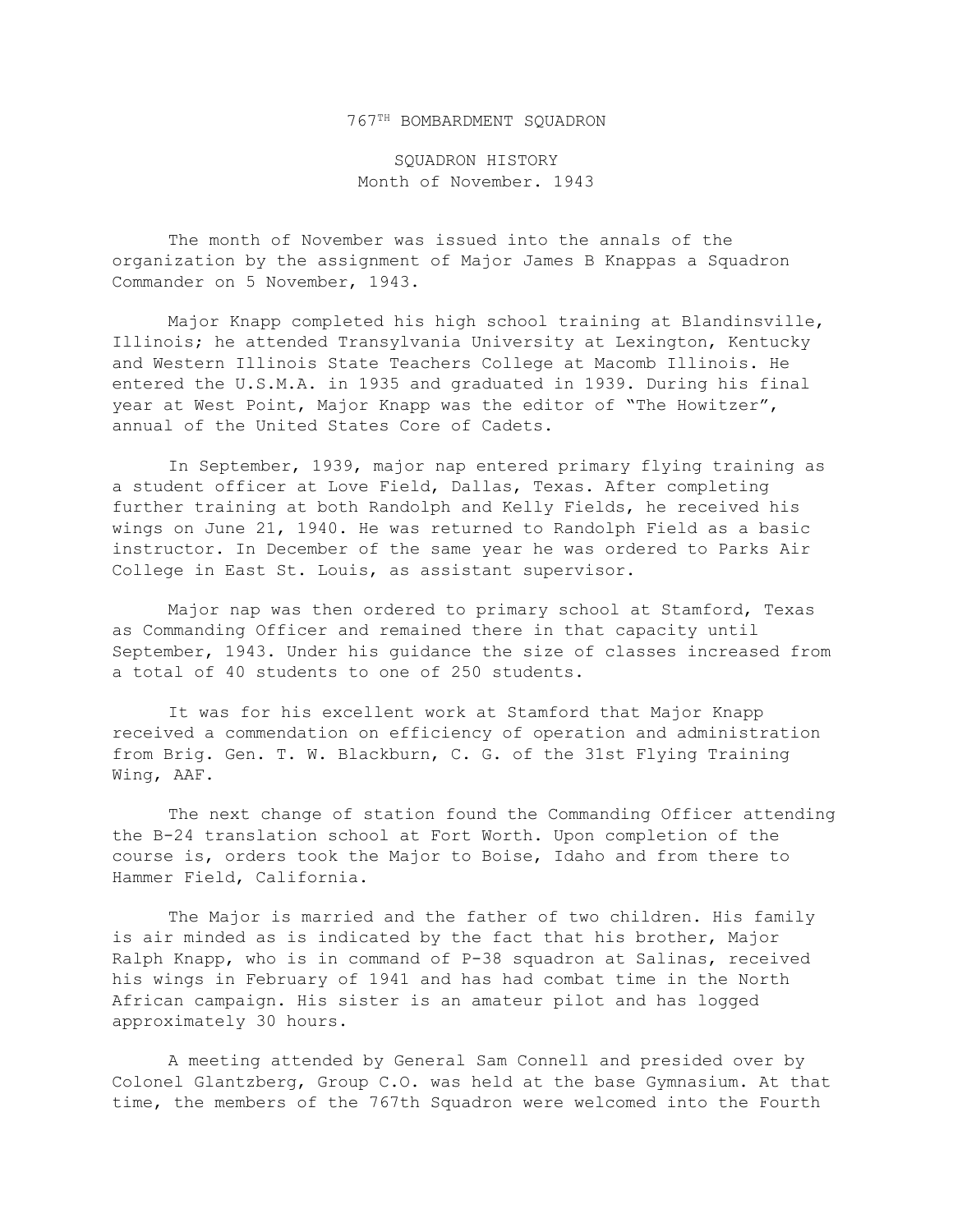767TH BOMBARDMENT SQUADRON

SQUADRON HISTORY
Month of November. 1943

The month of November was issued into the annals of the organization by the assignment of Major James B Knappas a Squadron Commander on 5 November, 1943.

Major Knapp completed his high school training at Blandinsville, Illinois; he attended Transylvania University at Lexington, Kentucky and Western Illinois State Teachers College at Macomb Illinois. He entered the U.S.M.A. in 1935 and graduated in 1939. During his final year at West Point, Major Knapp was the editor of "The Howitzer", annual of the United States Core of Cadets.

In September, 1939, major nap entered primary flying training as a student officer at Love Field, Dallas, Texas. After completing further training at both Randolph and Kelly Fields, he received his wings on June 21, 1940. He was returned to Randolph Field as a basic instructor. In December of the same year he was ordered to Parks Air College in East St. Louis, as assistant supervisor.

Major nap was then ordered to primary school at Stamford, Texas as Commanding Officer and remained there in that capacity until September, 1943. Under his guidance the size of classes increased from a total of 40 students to one of 250 students.

It was for his excellent work at Stamford that Major Knapp received a commendation on efficiency of operation and administration from Brig. Gen. T. W. Blackburn, C. G. of the 31st Flying Training Wing, AAF.

The next change of station found the Commanding Officer attending the B-24 translation school at Fort Worth. Upon completion of the course is, orders took the Major to Boise, Idaho and from there to Hammer Field, California.

The Major is married and the father of two children. His family is air minded as is indicated by the fact that his brother, Major Ralph Knapp, who is in command of P-38 squadron at Salinas, received his wings in February of 1941 and has had combat time in the North African campaign. His sister is an amateur pilot and has logged approximately 30 hours.

A meeting attended by General Sam Connell and presided over by Colonel Glantzberg, Group C.O. was held at the base Gymnasium. At that time, the members of the 767th Squadron were welcomed into the Fourth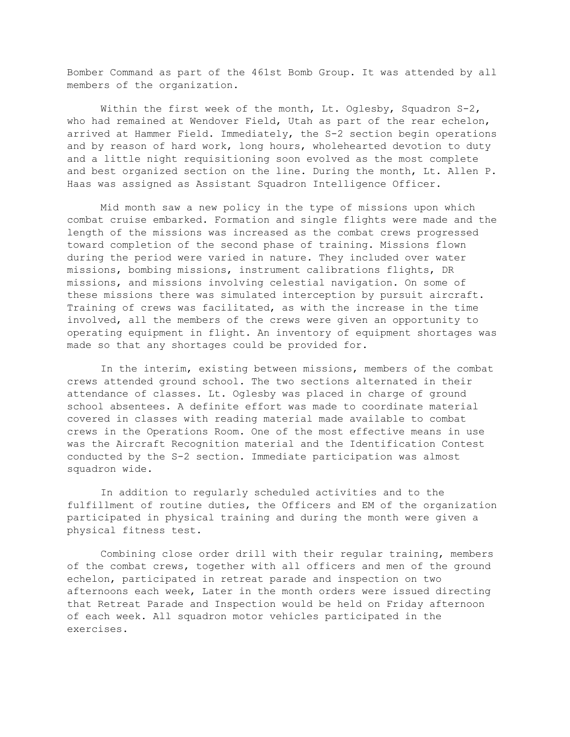Bomber Command as part of the 461st Bomb Group. It was attended by all members of the organization.

Within the first week of the month, Lt. Oglesby, Squadron S-2, who had remained at Wendover Field, Utah as part of the rear echelon, arrived at Hammer Field. Immediately, the S-2 section begin operations and by reason of hard work, long hours, wholehearted devotion to duty and a little night requisitioning soon evolved as the most complete and best organized section on the line. During the month, Lt. Allen P. Haas was assigned as Assistant Squadron Intelligence Officer.

Mid month saw a new policy in the type of missions upon which combat cruise embarked. Formation and single flights were made and the length of the missions was increased as the combat crews progressed toward completion of the second phase of training. Missions flown during the period were varied in nature. They included over water missions, bombing missions, instrument calibrations flights, DR missions, and missions involving celestial navigation. On some of these missions there was simulated interception by pursuit aircraft. Training of crews was facilitated, as with the increase in the time involved, all the members of the crews were given an opportunity to operating equipment in flight. An inventory of equipment shortages was made so that any shortages could be provided for.

In the interim, existing between missions, members of the combat crews attended ground school. The two sections alternated in their attendance of classes. Lt. Oglesby was placed in charge of ground school absentees. A definite effort was made to coordinate material covered in classes with reading material made available to combat crews in the Operations Room. One of the most effective means in use was the Aircraft Recognition material and the Identification Contest conducted by the S-2 section. Immediate participation was almost squadron wide.

In addition to regularly scheduled activities and to the fulfillment of routine duties, the Officers and EM of the organization participated in physical training and during the month were given a physical fitness test.

Combining close order drill with their regular training, members of the combat crews, together with all officers and men of the ground echelon, participated in retreat parade and inspection on two afternoons each week, Later in the month orders were issued directing that Retreat Parade and Inspection would be held on Friday afternoon of each week. All squadron motor vehicles participated in the exercises.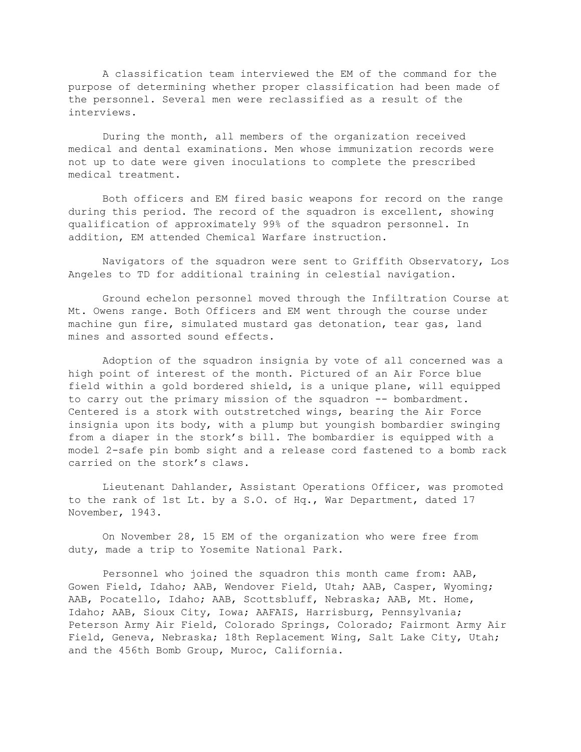A classification team interviewed the EM of the command for the purpose of determining whether proper classification had been made of the personnel. Several men were reclassified as a result of the interviews.

During the month, all members of the organization received medical and dental examinations. Men whose immunization records were not up to date were given inoculations to complete the prescribed medical treatment.

Both officers and EM fired basic weapons for record on the range during this period. The record of the squadron is excellent, showing qualification of approximately 99% of the squadron personnel. In addition, EM attended Chemical Warfare instruction.

Navigators of the squadron were sent to Griffith Observatory, Los Angeles to TD for additional training in celestial navigation.

Ground echelon personnel moved through the Infiltration Course at Mt. Owens range. Both Officers and EM went through the course under machine gun fire, simulated mustard gas detonation, tear gas, land mines and assorted sound effects.

Adoption of the squadron insignia by vote of all concerned was a high point of interest of the month. Pictured of an Air Force blue field within a gold bordered shield, is a unique plane, will equipped to carry out the primary mission of the squadron -- bombardment. Centered is a stork with outstretched wings, bearing the Air Force insignia upon its body, with a plump but youngish bombardier swinging from a diaper in the stork's bill. The bombardier is equipped with a model 2-safe pin bomb sight and a release cord fastened to a bomb rack carried on the stork's claws.

Lieutenant Dahlander, Assistant Operations Officer, was promoted to the rank of 1st Lt. by a S.O. of Hq., War Department, dated 17 November, 1943.

On November 28, 15 EM of the organization who were free from duty, made a trip to Yosemite National Park.

Personnel who joined the squadron this month came from: AAB, Gowen Field, Idaho; AAB, Wendover Field, Utah; AAB, Casper, Wyoming; AAB, Pocatello, Idaho; AAB, Scottsbluff, Nebraska; AAB, Mt. Home, Idaho; AAB, Sioux City, Iowa; AAFAIS, Harrisburg, Pennsylvania; Peterson Army Air Field, Colorado Springs, Colorado; Fairmont Army Air Field, Geneva, Nebraska; 18th Replacement Wing, Salt Lake City, Utah; and the 456th Bomb Group, Muroc, California.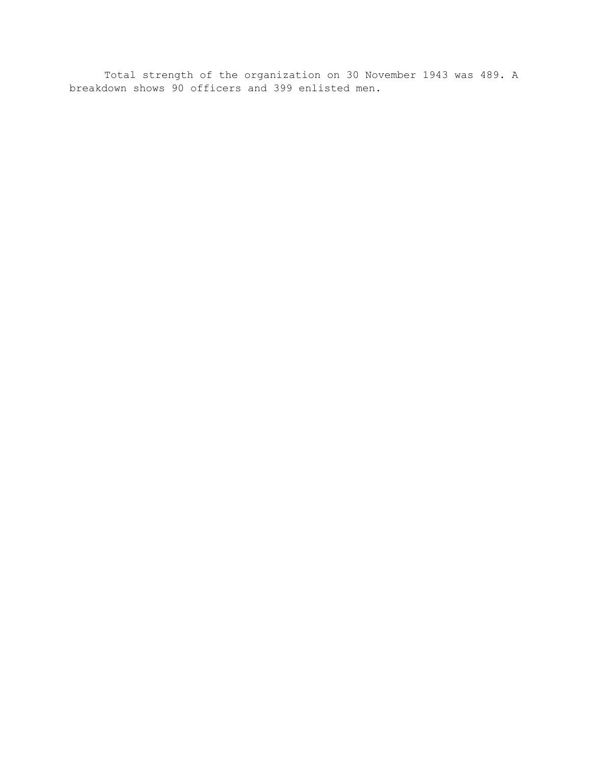Total strength of the organization on 30 November 1943 was 489. A breakdown shows 90 officers and 399 enlisted men.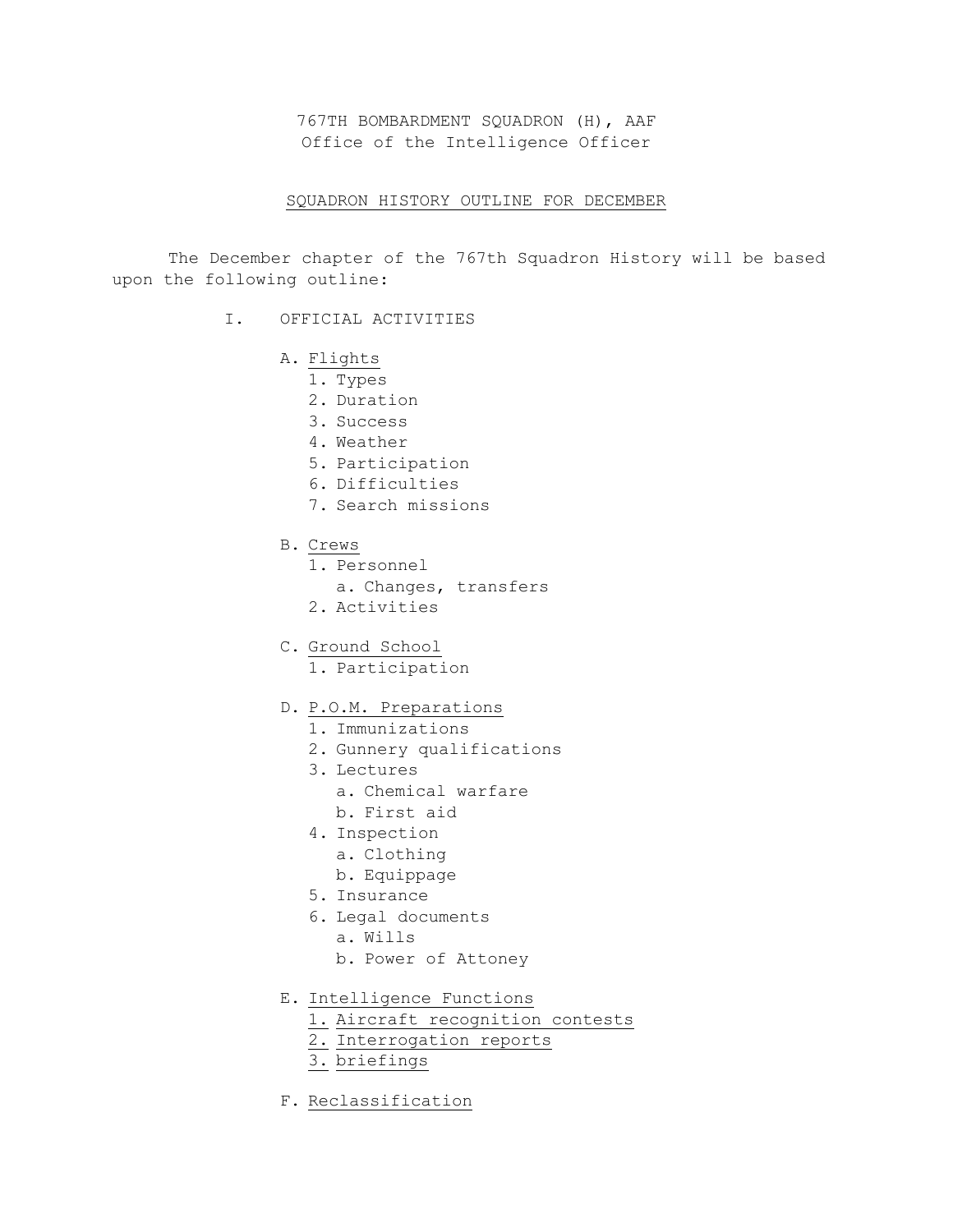767TH BOMBARDMENT SQUADRON (H), AAF
Office of the Intelligence Officer

SQUADRON HISTORY OUTLINE FOR DECEMBER

The December chapter of the 767th Squadron History will be based upon the following outline:

I. OFFICIAL ACTIVITIES

A. Flights
   1. Types
   2. Duration
   3. Success
   4. Weather
   5. Participation
   6. Difficulties
   7. Search missions

B. Crews
   1. Personnel
      a. Changes, transfers
   2. Activities

C. Ground School
   1. Participation

D. P.O.M. Preparations
   1. Immunizations
   2. Gunnery qualifications
   3. Lectures
      a. Chemical warfare
      b. First aid
   4. Inspection
      a. Clothing
      b. Equippage
   5. Insurance
   6. Legal documents
      a. Wills
      b. Power of Attoney

E. Intelligence Functions
   1. Aircraft recognition contests
   2. Interrogation reports
   3. briefings

F. Reclassification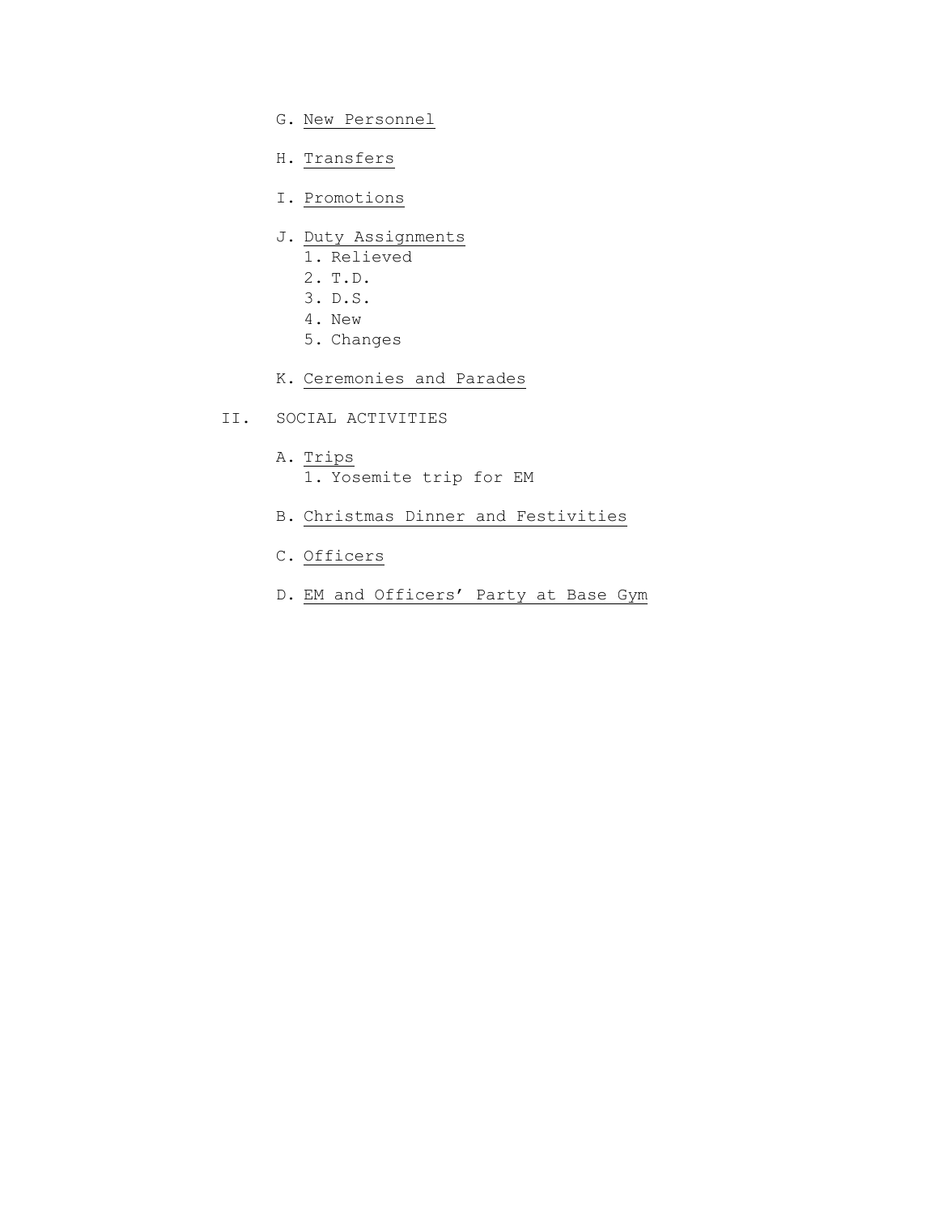G. New Personnel

H. Transfers

I. Promotions

J. Duty Assignments
   1. Relieved
   2. T.D.
   3. D.S.
   4. New
   5. Changes

K. Ceremonies and Parades

II. SOCIAL ACTIVITIES

A. Trips
   1. Yosemite trip for EM

B. Christmas Dinner and Festivities

C. Officers

D. EM and Officers' Party at Base Gym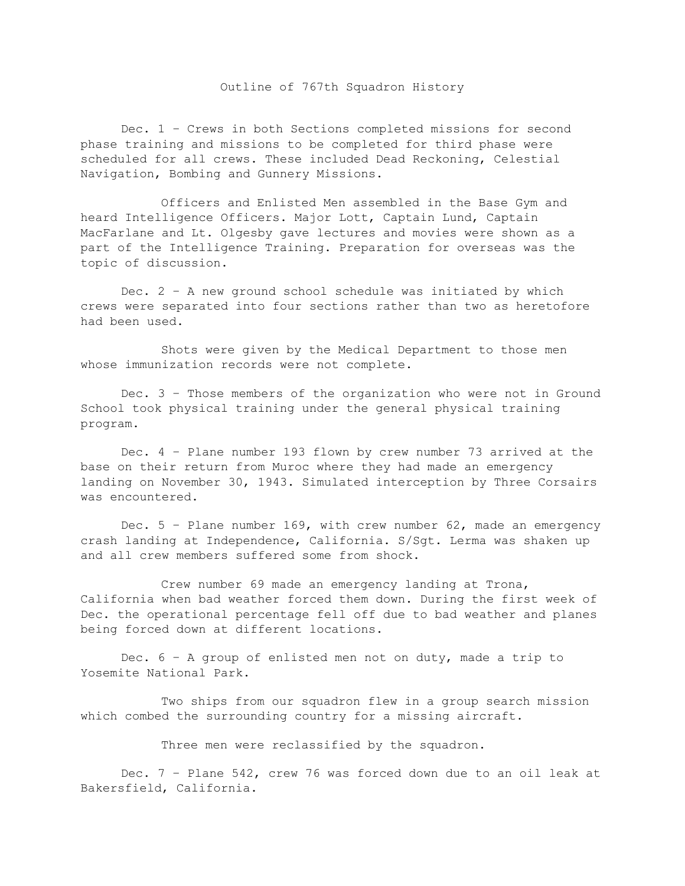# Outline of 767th Squadron History

Dec. 1 – Crews in both Sections completed missions for second phase training and missions to be completed for third phase were scheduled for all crews. These included Dead Reckoning, Celestial Navigation, Bombing and Gunnery Missions.

Officers and Enlisted Men assembled in the Base Gym and heard Intelligence Officers. Major Lott, Captain Lund, Captain MacFarlane and Lt. Olgesby gave lectures and movies were shown as a part of the Intelligence Training. Preparation for overseas was the topic of discussion.

Dec. 2 – A new ground school schedule was initiated by which crews were separated into four sections rather than two as heretofore had been used.

Shots were given by the Medical Department to those men whose immunization records were not complete.

Dec. 3 – Those members of the organization who were not in Ground School took physical training under the general physical training program.

Dec. 4 – Plane number 193 flown by crew number 73 arrived at the base on their return from Muroc where they had made an emergency landing on November 30, 1943. Simulated interception by Three Corsairs was encountered.

Dec. 5 – Plane number 169, with crew number 62, made an emergency crash landing at Independence, California. S/Sgt. Lerma was shaken up and all crew members suffered some from shock.

Crew number 69 made an emergency landing at Trona, California when bad weather forced them down. During the first week of Dec. the operational percentage fell off due to bad weather and planes being forced down at different locations.

Dec. 6 – A group of enlisted men not on duty, made a trip to Yosemite National Park.

Two ships from our squadron flew in a group search mission which combed the surrounding country for a missing aircraft.

Three men were reclassified by the squadron.

Dec. 7 – Plane 542, crew 76 was forced down due to an oil leak at Bakersfield, California.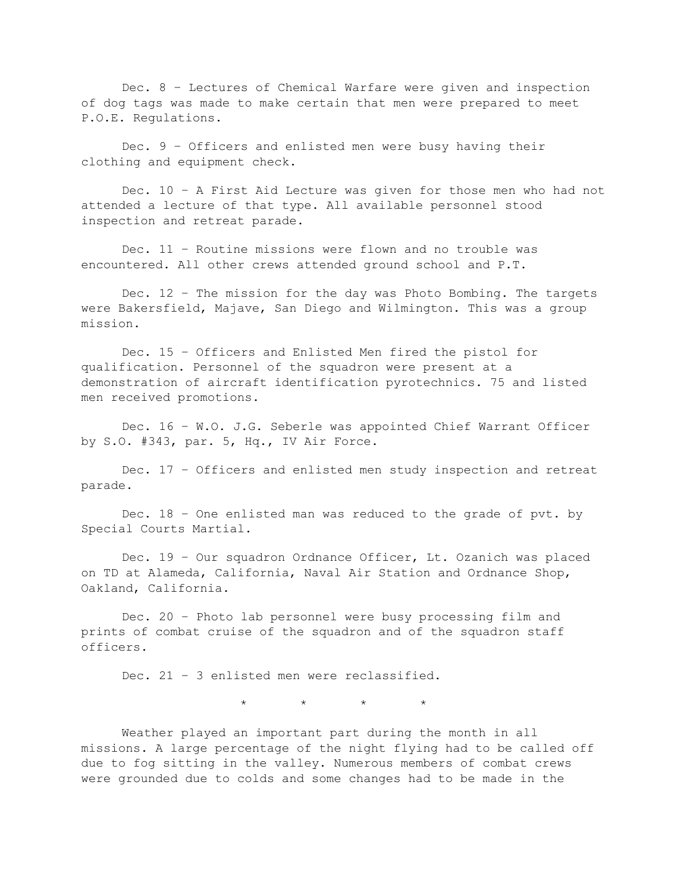Dec. 8 – Lectures of Chemical Warfare were given and inspection of dog tags was made to make certain that men were prepared to meet P.O.E. Regulations.

Dec. 9 – Officers and enlisted men were busy having their clothing and equipment check.

Dec. 10 – A First Aid Lecture was given for those men who had not attended a lecture of that type. All available personnel stood inspection and retreat parade.

Dec. 11 – Routine missions were flown and no trouble was encountered. All other crews attended ground school and P.T.

Dec. 12 – The mission for the day was Photo Bombing. The targets were Bakersfield, Majave, San Diego and Wilmington. This was a group mission.

Dec. 15 – Officers and Enlisted Men fired the pistol for qualification. Personnel of the squadron were present at a demonstration of aircraft identification pyrotechnics. 75 and listed men received promotions.

Dec. 16 – W.O. J.G. Seberle was appointed Chief Warrant Officer by S.O. #343, par. 5, Hq., IV Air Force.

Dec. 17 – Officers and enlisted men study inspection and retreat parade.

Dec. 18 – One enlisted man was reduced to the grade of pvt. by Special Courts Martial.

Dec. 19 – Our squadron Ordnance Officer, Lt. Ozanich was placed on TD at Alameda, California, Naval Air Station and Ordnance Shop, Oakland, California.

Dec. 20 – Photo lab personnel were busy processing film and prints of combat cruise of the squadron and of the squadron staff officers.

Dec. 21 – 3 enlisted men were reclassified.

\*     \*     \*     \*

Weather played an important part during the month in all missions. A large percentage of the night flying had to be called off due to fog sitting in the valley. Numerous members of combat crews were grounded due to colds and some changes had to be made in the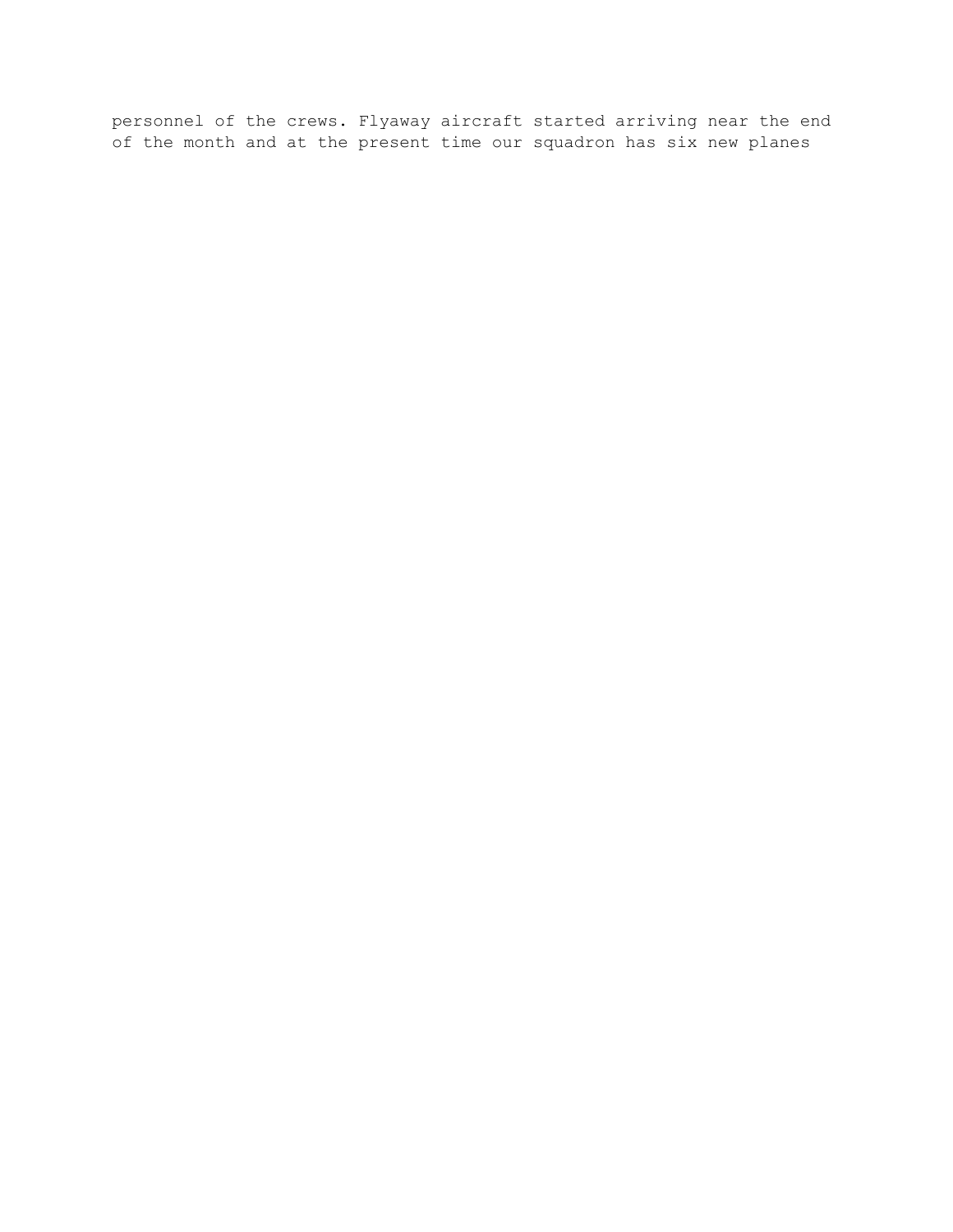personnel of the crews. Flyaway aircraft started arriving near the end of the month and at the present time our squadron has six new planes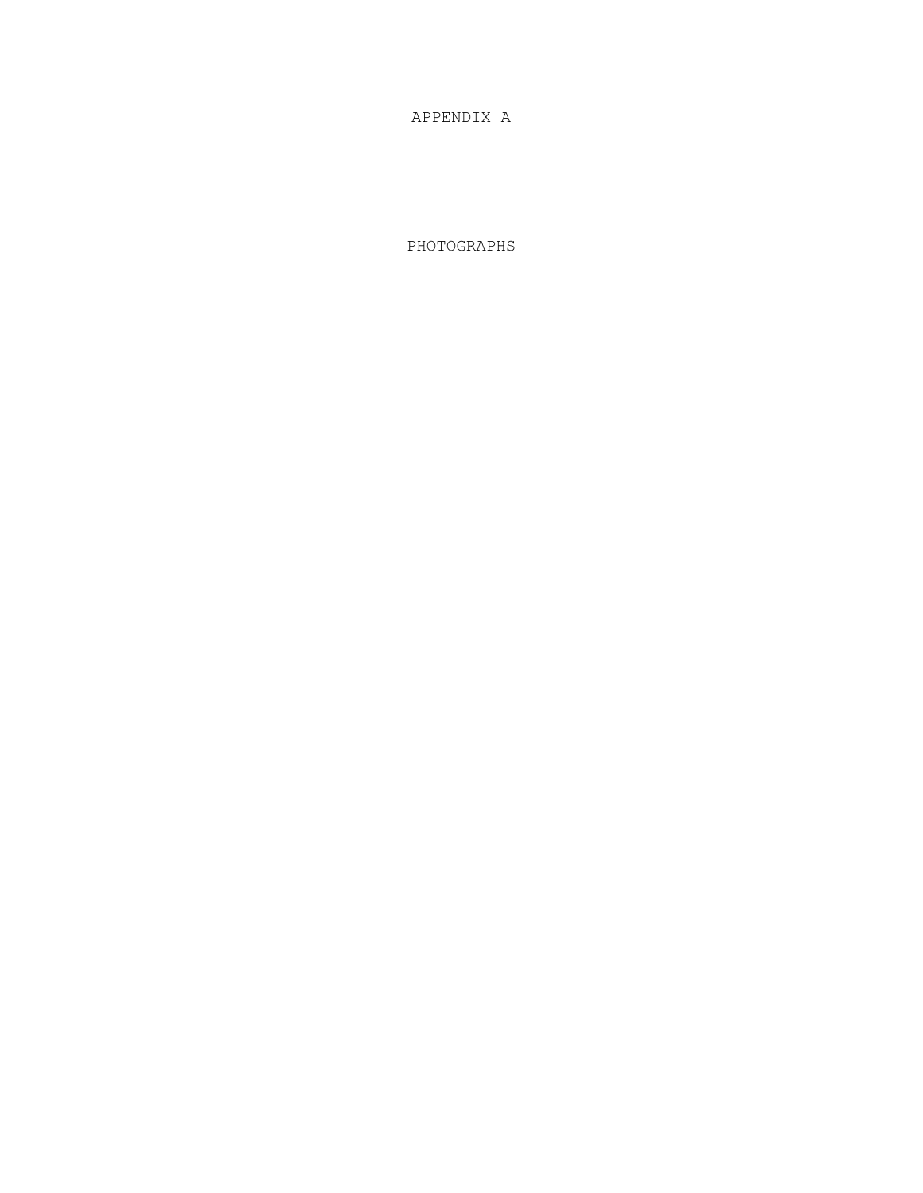# APPENDIX A

## PHOTOGRAPHS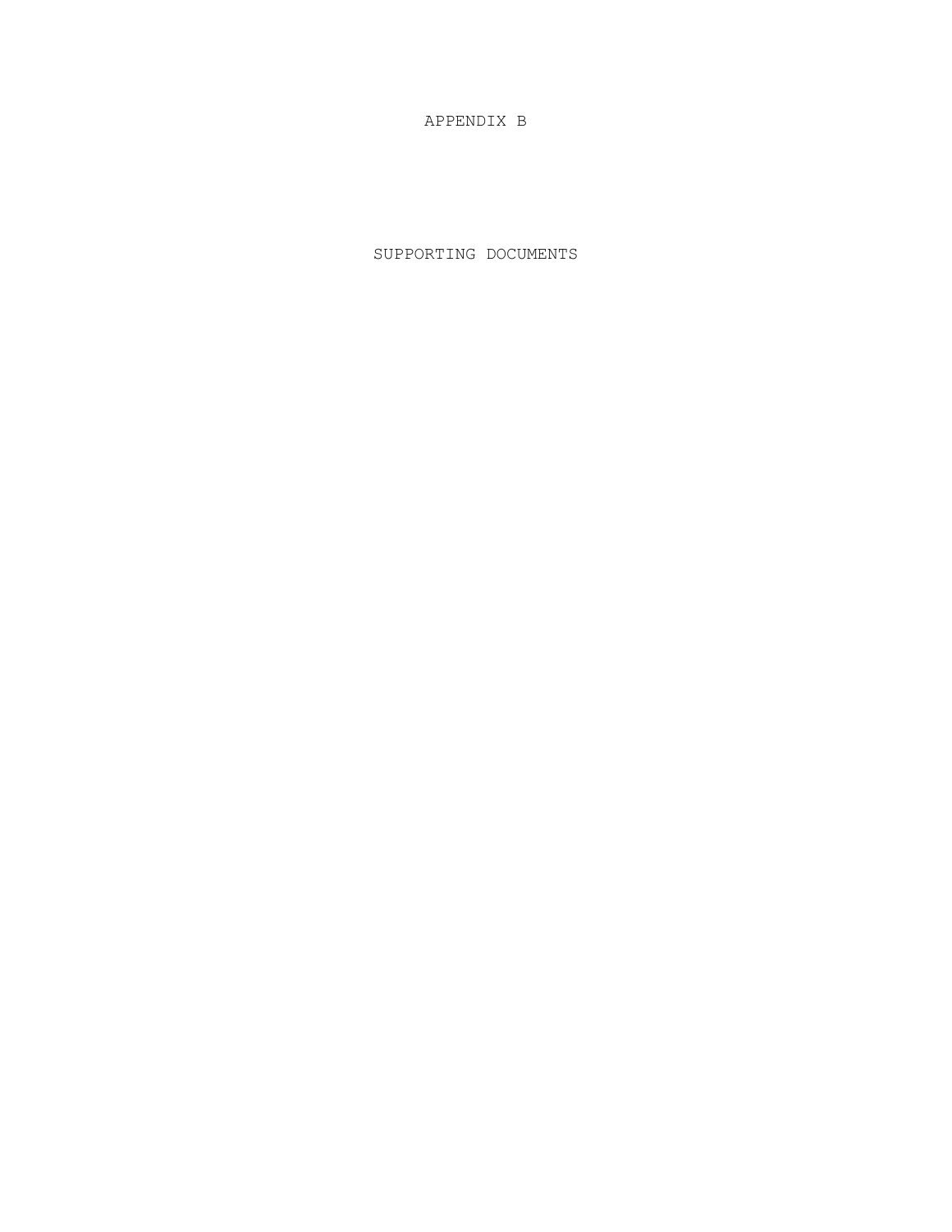# APPENDIX B

## SUPPORTING DOCUMENTS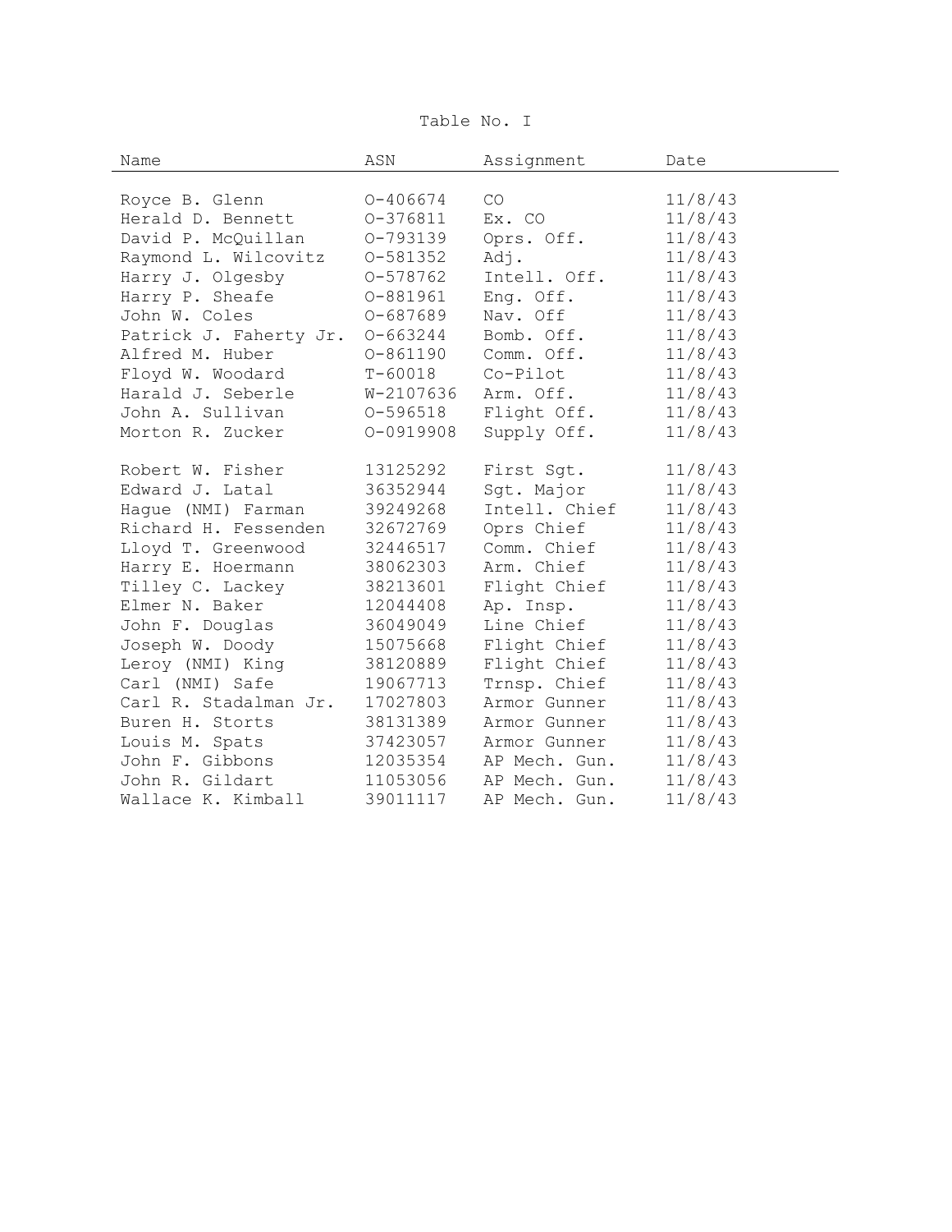Table No. I

| Name | ASN | Assignment | Date |
|---|---|---|---|
| Royce B. Glenn | O-406674 | CO | 11/8/43 |
| Herald D. Bennett | O-376811 | Ex. CO | 11/8/43 |
| David P. McQuillan | O-793139 | Oprs. Off. | 11/8/43 |
| Raymond L. Wilcovitz | O-581352 | Adj. | 11/8/43 |
| Harry J. Olgesby | O-578762 | Intell. Off. | 11/8/43 |
| Harry P. Sheafe | O-881961 | Eng. Off. | 11/8/43 |
| John W. Coles | O-687689 | Nav. Off | 11/8/43 |
| Patrick J. Faherty Jr. | O-663244 | Bomb. Off. | 11/8/43 |
| Alfred M. Huber | O-861190 | Comm. Off. | 11/8/43 |
| Floyd W. Woodard | T-60018 | Co-Pilot | 11/8/43 |
| Harald J. Seberle | W-2107636 | Arm. Off. | 11/8/43 |
| John A. Sullivan | O-596518 | Flight Off. | 11/8/43 |
| Morton R. Zucker | O-0919908 | Supply Off. | 11/8/43 |
| | | | |
| Robert W. Fisher | 13125292 | First Sgt. | 11/8/43 |
| Edward J. Latal | 36352944 | Sgt. Major | 11/8/43 |
| Hague (NMI) Farman | 39249268 | Intell. Chief | 11/8/43 |
| Richard H. Fessenden | 32672769 | Oprs Chief | 11/8/43 |
| Lloyd T. Greenwood | 32446517 | Comm. Chief | 11/8/43 |
| Harry E. Hoermann | 38062303 | Arm. Chief | 11/8/43 |
| Tilley C. Lackey | 38213601 | Flight Chief | 11/8/43 |
| Elmer N. Baker | 12044408 | Ap. Insp. | 11/8/43 |
| John F. Douglas | 36049049 | Line Chief | 11/8/43 |
| Joseph W. Doody | 15075668 | Flight Chief | 11/8/43 |
| Leroy (NMI) King | 38120889 | Flight Chief | 11/8/43 |
| Carl (NMI) Safe | 19067713 | Trnsp. Chief | 11/8/43 |
| Carl R. Stadalman Jr. | 17027803 | Armor Gunner | 11/8/43 |
| Buren H. Storts | 38131389 | Armor Gunner | 11/8/43 |
| Louis M. Spats | 37423057 | Armor Gunner | 11/8/43 |
| John F. Gibbons | 12035354 | AP Mech. Gun. | 11/8/43 |
| John R. Gildart | 11053056 | AP Mech. Gun. | 11/8/43 |
| Wallace K. Kimball | 39011117 | AP Mech. Gun. | 11/8/43 |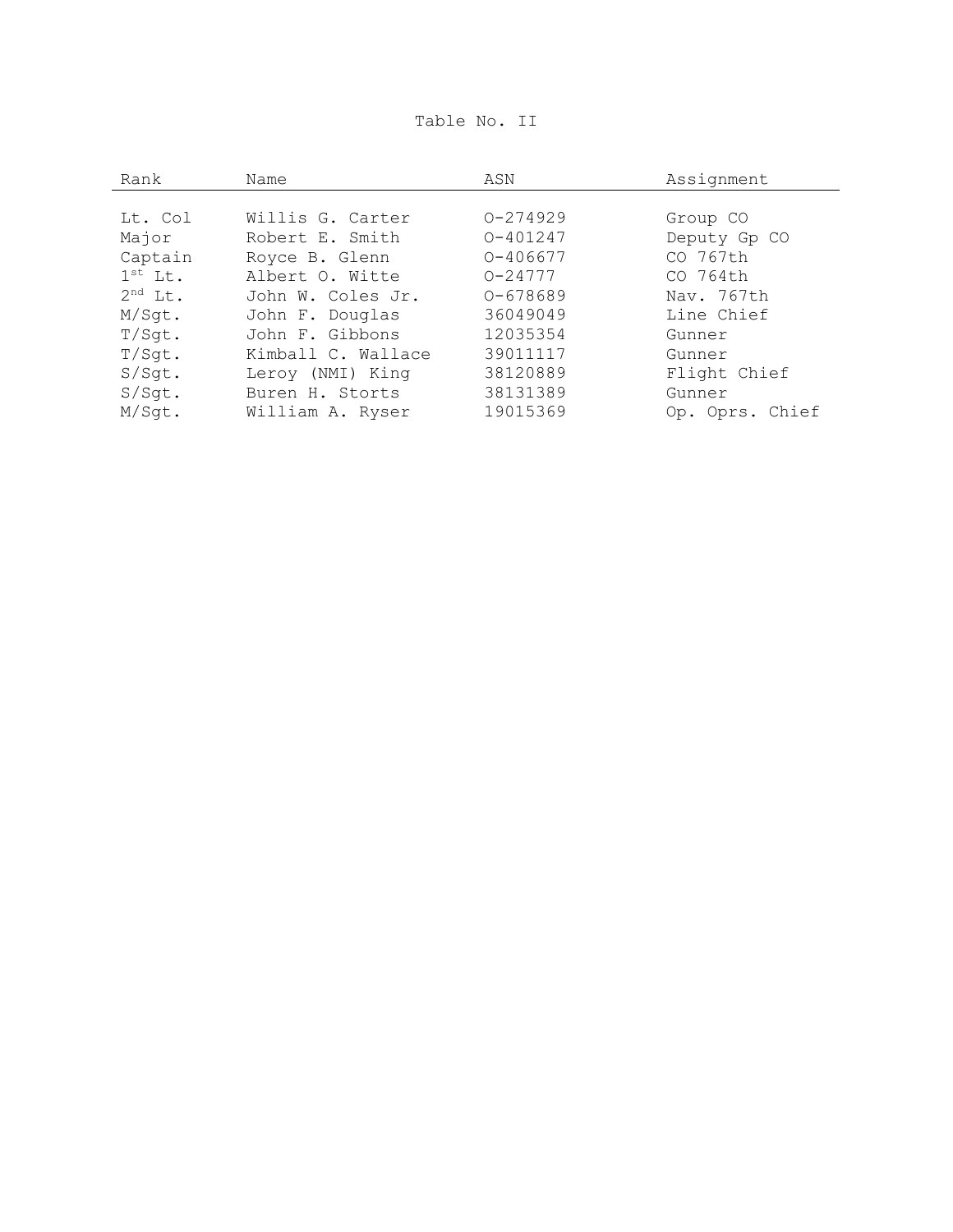Table No. II

| Rank | Name | ASN | Assignment |
| --- | --- | --- | --- |
| Lt. Col | Willis G. Carter | O-274929 | Group CO |
| Major | Robert E. Smith | O-401247 | Deputy Gp CO |
| Captain | Royce B. Glenn | O-406677 | CO 767th |
| 1st Lt. | Albert O. Witte | O-24777 | CO 764th |
| 2nd Lt. | John W. Coles Jr. | O-678689 | Nav. 767th |
| M/Sgt. | John F. Douglas | 36049049 | Line Chief |
| T/Sgt. | John F. Gibbons | 12035354 | Gunner |
| T/Sgt. | Kimball C. Wallace | 39011117 | Gunner |
| S/Sgt. | Leroy (NMI) King | 38120889 | Flight Chief |
| S/Sgt. | Buren H. Storts | 38131389 | Gunner |
| M/Sgt. | William A. Ryser | 19015369 | Op. Oprs. Chief |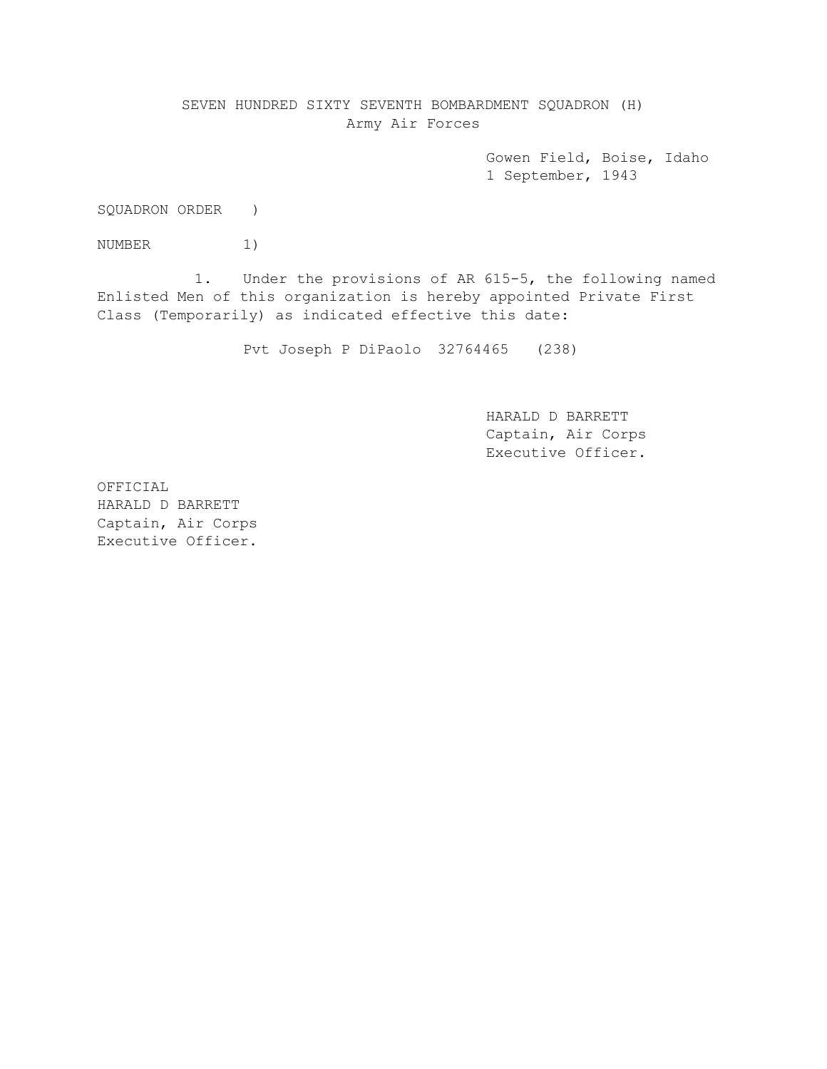SEVEN HUNDRED SIXTY SEVENTH BOMBARDMENT SQUADRON (H)
Army Air Forces

Gowen Field, Boise, Idaho
1 September, 1943

SQUADRON ORDER )

NUMBER 1)

1. Under the provisions of AR 615-5, the following named Enlisted Men of this organization is hereby appointed Private First Class (Temporarily) as indicated effective this date:

Pvt Joseph P DiPaolo 32764465 (238)

HARALD D BARRETT
Captain, Air Corps
Executive Officer.

OFFICIAL
HARALD D BARRETT
Captain, Air Corps
Executive Officer.